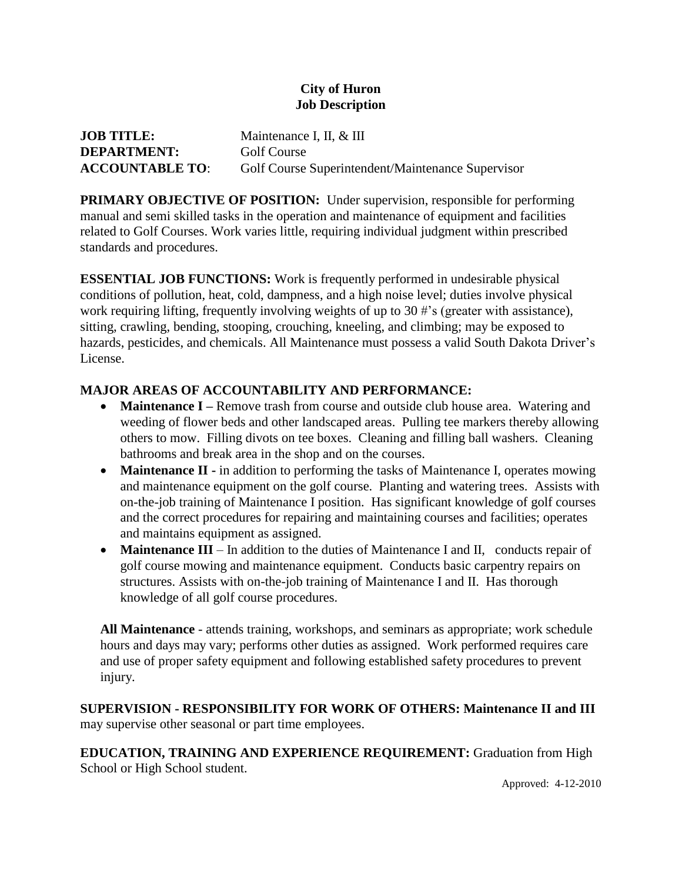# City of Huron
## Job Description

**JOB TITLE:** Maintenance I, II, & III
**DEPARTMENT:** Golf Course
**ACCOUNTABLE TO**: Golf Course Superintendent/Maintenance Supervisor

**PRIMARY OBJECTIVE OF POSITION:** Under supervision, responsible for performing manual and semi skilled tasks in the operation and maintenance of equipment and facilities related to Golf Courses. Work varies little, requiring individual judgment within prescribed standards and procedures.

**ESSENTIAL JOB FUNCTIONS:** Work is frequently performed in undesirable physical conditions of pollution, heat, cold, dampness, and a high noise level; duties involve physical work requiring lifting, frequently involving weights of up to 30 #'s (greater with assistance), sitting, crawling, bending, stooping, crouching, kneeling, and climbing; may be exposed to hazards, pesticides, and chemicals. All Maintenance must possess a valid South Dakota Driver's License.

**MAJOR AREAS OF ACCOUNTABILITY AND PERFORMANCE:**

- **Maintenance I –** Remove trash from course and outside club house area. Watering and weeding of flower beds and other landscaped areas. Pulling tee markers thereby allowing others to mow. Filling divots on tee boxes. Cleaning and filling ball washers. Cleaning bathrooms and break area in the shop and on the courses.
- **Maintenance II -** in addition to performing the tasks of Maintenance I, operates mowing and maintenance equipment on the golf course. Planting and watering trees. Assists with on-the-job training of Maintenance I position. Has significant knowledge of golf courses and the correct procedures for repairing and maintaining courses and facilities; operates and maintains equipment as assigned.
- **Maintenance III** – In addition to the duties of Maintenance I and II, conducts repair of golf course mowing and maintenance equipment. Conducts basic carpentry repairs on structures. Assists with on-the-job training of Maintenance I and II. Has thorough knowledge of all golf course procedures.

**All Maintenance** - attends training, workshops, and seminars as appropriate; work schedule hours and days may vary; performs other duties as assigned. Work performed requires care and use of proper safety equipment and following established safety procedures to prevent injury.

**SUPERVISION - RESPONSIBILITY FOR WORK OF OTHERS: Maintenance II and III** may supervise other seasonal or part time employees.

**EDUCATION, TRAINING AND EXPERIENCE REQUIREMENT:** Graduation from High School or High School student.

Approved: 4-12-2010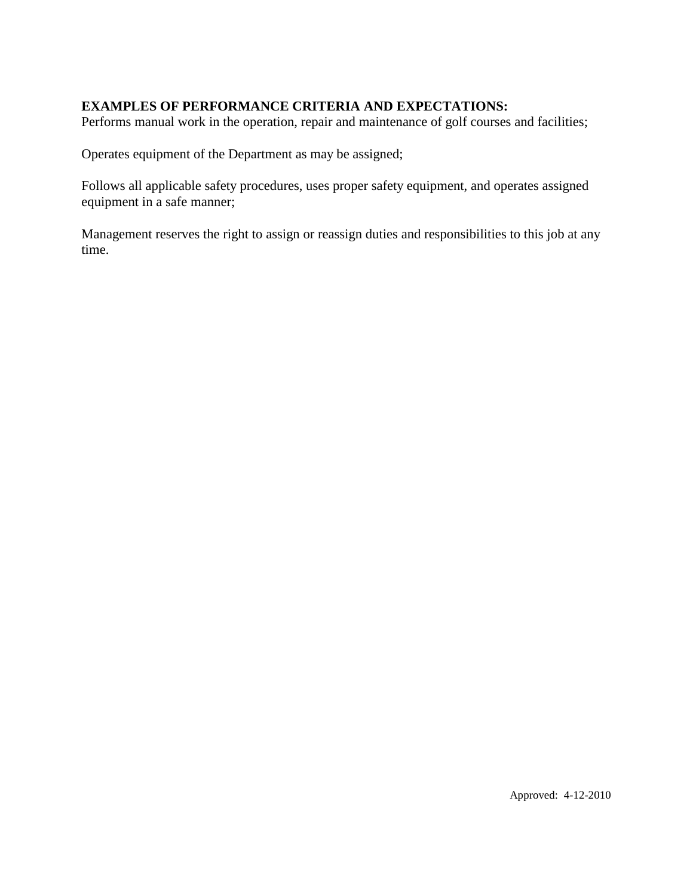**EXAMPLES OF PERFORMANCE CRITERIA AND EXPECTATIONS:**

Performs manual work in the operation, repair and maintenance of golf courses and facilities;

Operates equipment of the Department as may be assigned;

Follows all applicable safety procedures, uses proper safety equipment, and operates assigned equipment in a safe manner;

Management reserves the right to assign or reassign duties and responsibilities to this job at any time.

Approved: 4-12-2010